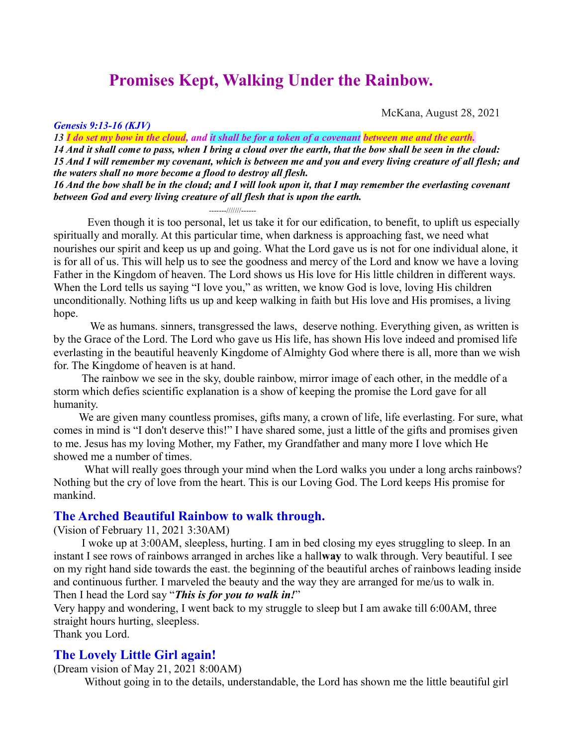# Promises Kept, Walking Under the Rainbow.

McKana, August 28, 2021

***Genesis 9:13-16 (KJV)***

***13 I do set my bow in the cloud, and it shall be for a token of a covenant between me and the earth.***
***14 And it shall come to pass, when I bring a cloud over the earth, that the bow shall be seen in the cloud:***
***15 And I will remember my covenant, which is between me and you and every living creature of all flesh; and the waters shall no more become a flood to destroy all flesh.***
***16 And the bow shall be in the cloud; and I will look upon it, that I may remember the everlasting covenant between God and every living creature of all flesh that is upon the earth.***

-------///////------

Even though it is too personal, let us take it for our edification, to benefit, to uplift us especially spiritually and morally. At this particular time, when darkness is approaching fast, we need what nourishes our spirit and keep us up and going. What the Lord gave us is not for one individual alone, it is for all of us. This will help us to see the goodness and mercy of the Lord and know we have a loving Father in the Kingdom of heaven. The Lord shows us His love for His little children in different ways. When the Lord tells us saying "I love you," as written, we know God is love, loving His children unconditionally. Nothing lifts us up and keep walking in faith but His love and His promises, a living hope.

We as humans. sinners, transgressed the laws, deserve nothing. Everything given, as written is by the Grace of the Lord. The Lord who gave us His life, has shown His love indeed and promised life everlasting in the beautiful heavenly Kingdome of Almighty God where there is all, more than we wish for. The Kingdome of heaven is at hand.

The rainbow we see in the sky, double rainbow, mirror image of each other, in the meddle of a storm which defies scientific explanation is a show of keeping the promise the Lord gave for all humanity.

We are given many countless promises, gifts many, a crown of life, life everlasting. For sure, what comes in mind is "I don't deserve this!" I have shared some, just a little of the gifts and promises given to me. Jesus has my loving Mother, my Father, my Grandfather and many more I love which He showed me a number of times.

What will really goes through your mind when the Lord walks you under a long archs rainbows? Nothing but the cry of love from the heart. This is our Loving God. The Lord keeps His promise for mankind.

## The Arched Beautiful Rainbow to walk through.

(Vision of February 11, 2021 3:30AM)

I woke up at 3:00AM, sleepless, hurting. I am in bed closing my eyes struggling to sleep. In an instant I see rows of rainbows arranged in arches like a hall**way** to walk through. Very beautiful. I see on my right hand side towards the east. the beginning of the beautiful arches of rainbows leading inside and continuous further. I marveled the beauty and the way they are arranged for me/us to walk in. Then I head the Lord say "***This is for you to walk in!***"
Very happy and wondering, I went back to my struggle to sleep but I am awake till 6:00AM, three straight hours hurting, sleepless.
Thank you Lord.

## The Lovely Little Girl again!

(Dream vision of May 21, 2021 8:00AM)

Without going in to the details, understandable, the Lord has shown me the little beautiful girl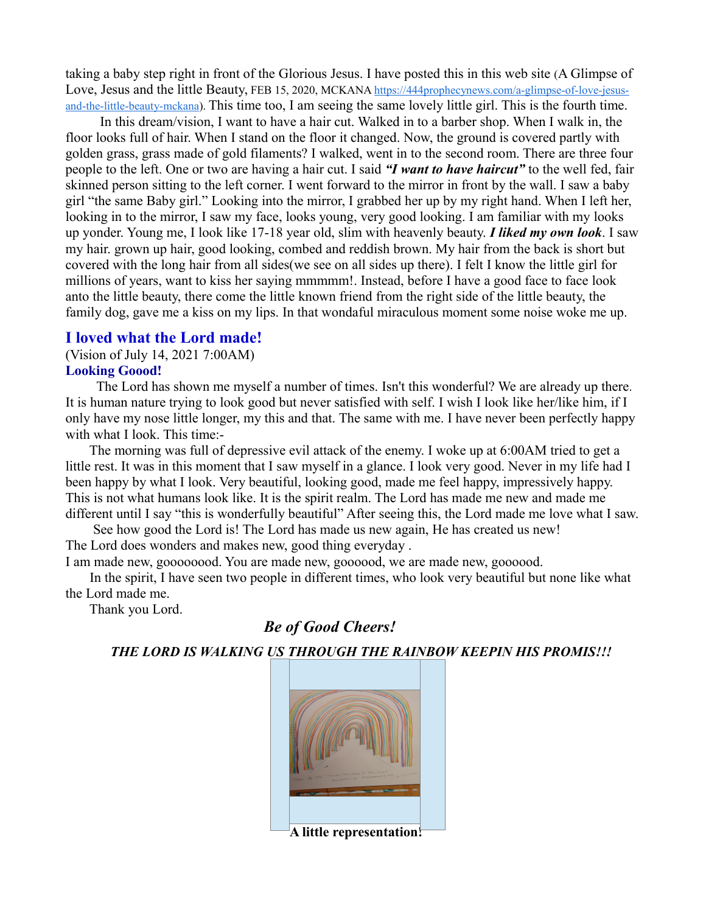taking a baby step right in front of the Glorious Jesus. I have posted this in this web site (A Glimpse of Love, Jesus and the little Beauty, FEB 15, 2020, MCKANA https://444prophecynews.com/a-glimpse-of-love-jesus-and-the-little-beauty-mckana). This time too, I am seeing the same lovely little girl. This is the fourth time.

In this dream/vision, I want to have a hair cut. Walked in to a barber shop. When I walk in, the floor looks full of hair. When I stand on the floor it changed. Now, the ground is covered partly with golden grass, grass made of gold filaments? I walked, went in to the second room. There are three four people to the left. One or two are having a hair cut. I said ***"I want to have haircut"*** to the well fed, fair skinned person sitting to the left corner. I went forward to the mirror in front by the wall. I saw a baby girl "the same Baby girl." Looking into the mirror, I grabbed her up by my right hand. When I left her, looking in to the mirror, I saw my face, looks young, very good looking. I am familiar with my looks up yonder. Young me, I look like 17-18 year old, slim with heavenly beauty. ***I liked my own look***. I saw my hair. grown up hair, good looking, combed and reddish brown. My hair from the back is short but covered with the long hair from all sides(we see on all sides up there). I felt I know the little girl for millions of years, want to kiss her saying mmmmm!. Instead, before I have a good face to face look anto the little beauty, there come the little known friend from the right side of the little beauty, the family dog, gave me a kiss on my lips. In that wondaful miraculous moment some noise woke me up.

## I loved what the Lord made!

(Vision of July 14, 2021 7:00AM)

### Looking Goood!

The Lord has shown me myself a number of times. Isn't this wonderful? We are already up there. It is human nature trying to look good but never satisfied with self. I wish I look like her/like him, if I only have my nose little longer, my this and that. The same with me. I have never been perfectly happy with what I look. This time:-

The morning was full of depressive evil attack of the enemy. I woke up at 6:00AM tried to get a little rest. It was in this moment that I saw myself in a glance. I look very good. Never in my life had I been happy by what I look. Very beautiful, looking good, made me feel happy, impressively happy. This is not what humans look like. It is the spirit realm. The Lord has made me new and made me different until I say "this is wonderfully beautiful" After seeing this, the Lord made me love what I saw.

See how good the Lord is! The Lord has made us new again, He has created us new!
The Lord does wonders and makes new, good thing everyday .
I am made new, goooooood. You are made new, goooood, we are made new, goooood.

In the spirit, I have seen two people in different times, who look very beautiful but none like what the Lord made me.

Thank you Lord.

*Be of Good Cheers!*

***THE LORD IS WALKING US THROUGH THE RAINBOW KEEPIN HIS PROMIS!!!***

**A little representation!**